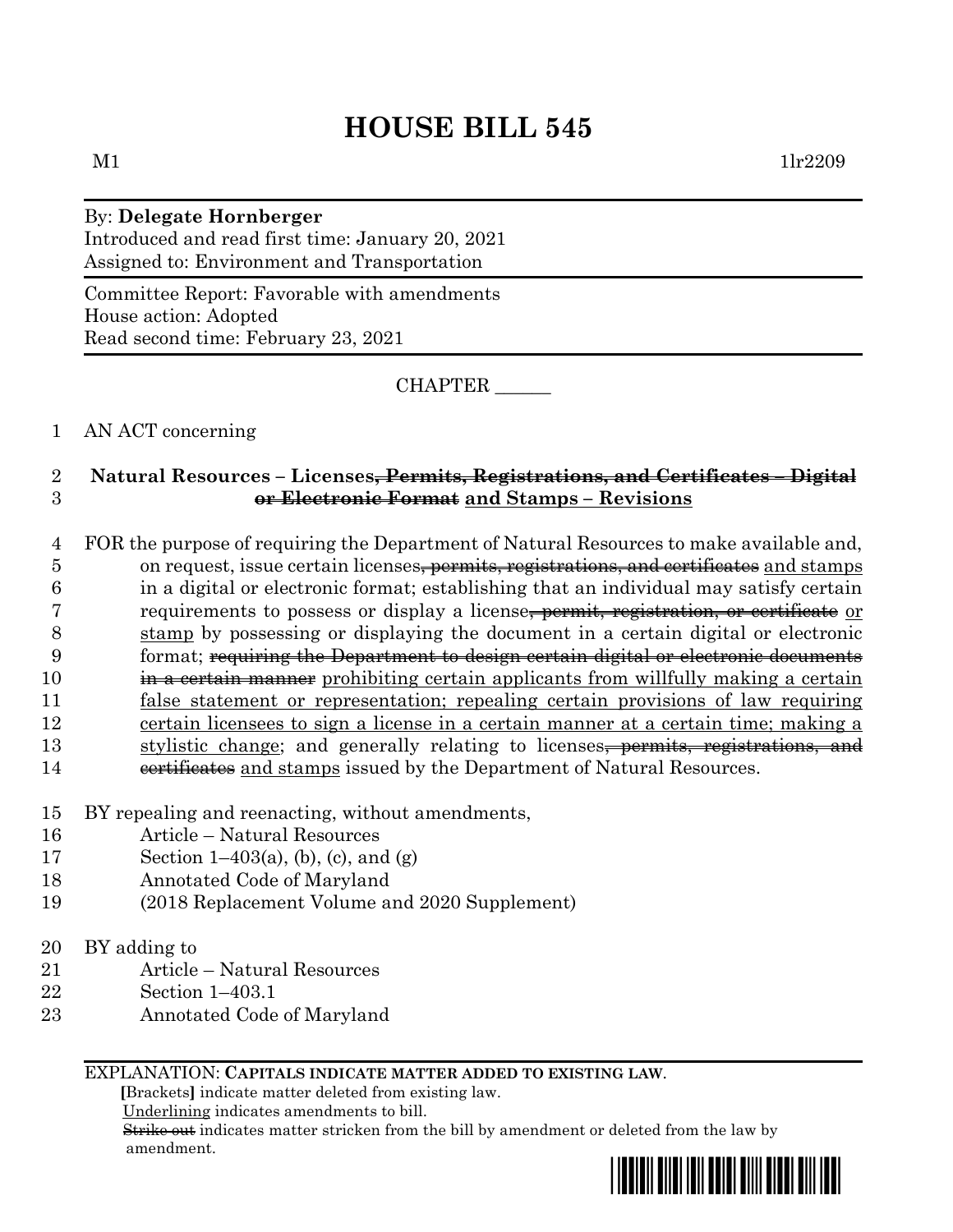# HOUSE BILL 545

M1 1lr2209

By: **Delegate Hornberger**
Introduced and read first time: January 20, 2021
Assigned to: Environment and Transportation

Committee Report: Favorable with amendments
House action: Adopted
Read second time: February 23, 2021

CHAPTER ______

1 AN ACT concerning

2 **Natural Resources – Licenses~~, Permits, Registrations, and Certificates – Digital~~**
3 **~~or Electronic Format~~ and Stamps – Revisions**

4 FOR the purpose of requiring the Department of Natural Resources to make available and,
5 on request, issue certain licenses~~, permits, registrations, and certificates~~ and stamps
6 in a digital or electronic format; establishing that an individual may satisfy certain
7 requirements to possess or display a license~~, permit, registration, or certificate~~ or
8 stamp by possessing or displaying the document in a certain digital or electronic
9 format; ~~requiring the Department to design certain digital or electronic documents~~
10 ~~in a certain manner~~ prohibiting certain applicants from willfully making a certain
11 false statement or representation; repealing certain provisions of law requiring
12 certain licensees to sign a license in a certain manner at a certain time; making a
13 stylistic change; and generally relating to licenses~~, permits, registrations, and~~
14 ~~certificates~~ and stamps issued by the Department of Natural Resources.

15 BY repealing and reenacting, without amendments,
16 Article – Natural Resources
17 Section 1–403(a), (b), (c), and (g)
18 Annotated Code of Maryland
19 (2018 Replacement Volume and 2020 Supplement)

20 BY adding to
21 Article – Natural Resources
22 Section 1–403.1
23 Annotated Code of Maryland

EXPLANATION: **CAPITALS INDICATE MATTER ADDED TO EXISTING LAW.**
**[**Brackets**]** indicate matter deleted from existing law.
Underlining indicates amendments to bill.
~~Strike out~~ indicates matter stricken from the bill by amendment or deleted from the law by amendment.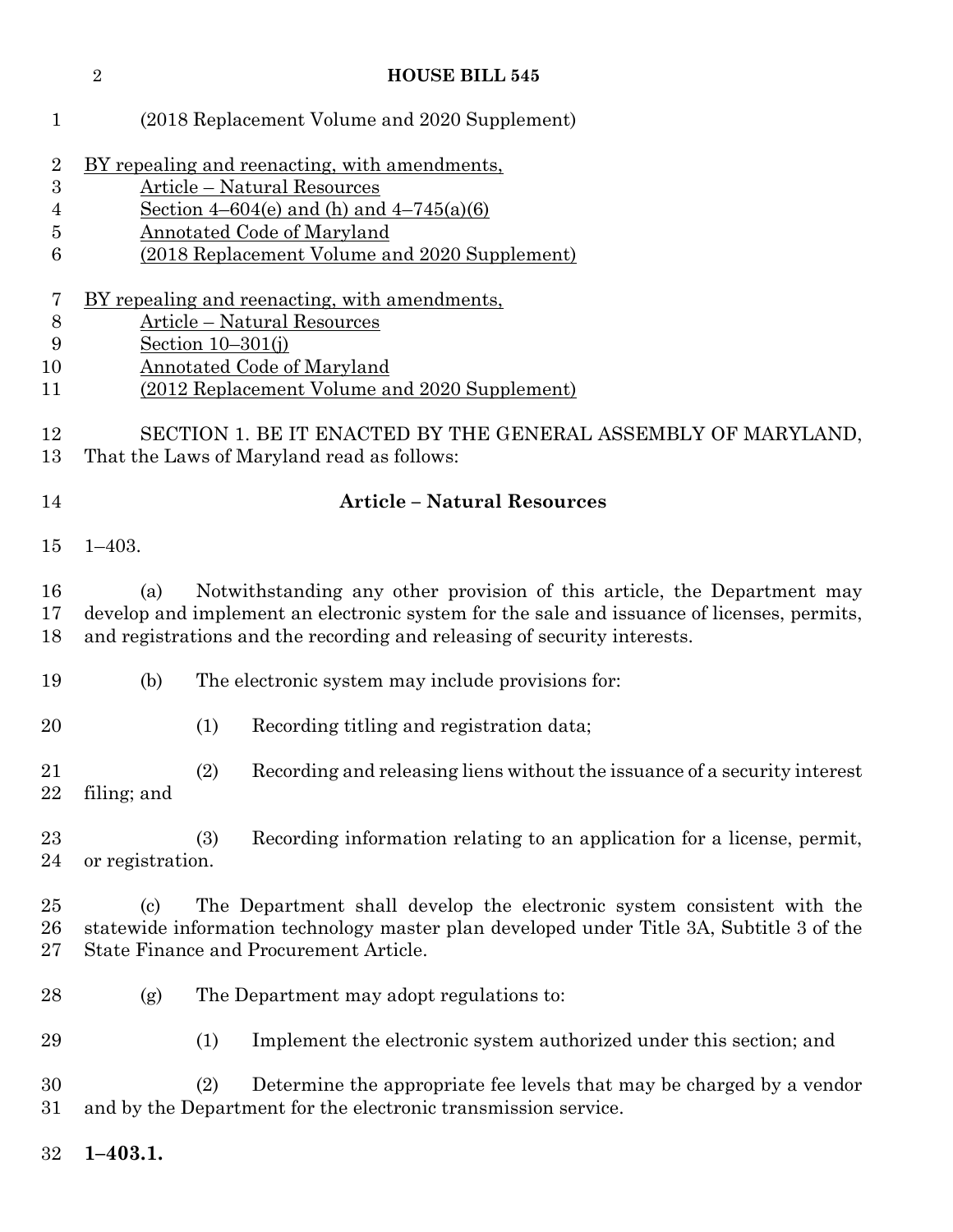(2018 Replacement Volume and 2020 Supplement)

BY repealing and reenacting, with amendments,
Article – Natural Resources
Section 4–604(e) and (h) and 4–745(a)(6)
Annotated Code of Maryland
(2018 Replacement Volume and 2020 Supplement)

BY repealing and reenacting, with amendments,
Article – Natural Resources
Section 10–301(j)
Annotated Code of Maryland
(2012 Replacement Volume and 2020 Supplement)

SECTION 1. BE IT ENACTED BY THE GENERAL ASSEMBLY OF MARYLAND, That the Laws of Maryland read as follows:

**Article – Natural Resources**

1–403.

(a) Notwithstanding any other provision of this article, the Department may develop and implement an electronic system for the sale and issuance of licenses, permits, and registrations and the recording and releasing of security interests.

(b) The electronic system may include provisions for:

(1) Recording titling and registration data;

(2) Recording and releasing liens without the issuance of a security interest filing; and

(3) Recording information relating to an application for a license, permit, or registration.

(c) The Department shall develop the electronic system consistent with the statewide information technology master plan developed under Title 3A, Subtitle 3 of the State Finance and Procurement Article.

(g) The Department may adopt regulations to:

(1) Implement the electronic system authorized under this section; and

(2) Determine the appropriate fee levels that may be charged by a vendor and by the Department for the electronic transmission service.

**1–403.1.**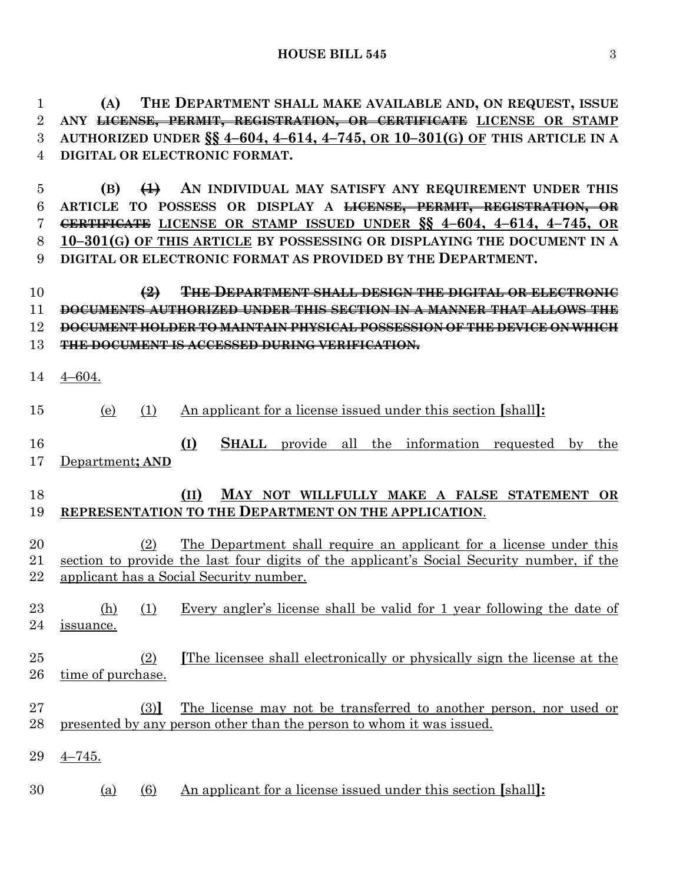**(A) THE DEPARTMENT SHALL MAKE AVAILABLE AND, ON REQUEST, ISSUE ANY ~~LICENSE, PERMIT, REGISTRATION, OR CERTIFICATE~~ <u>LICENSE OR STAMP AUTHORIZED UNDER §§ 4–604, 4–614, 4–745, OR 10–301(G) OF</u> THIS ARTICLE IN A DIGITAL OR ELECTRONIC FORMAT.**

**(B) ~~(1)~~ AN INDIVIDUAL MAY SATISFY ANY REQUIREMENT UNDER THIS ARTICLE TO POSSESS OR DISPLAY A ~~LICENSE, PERMIT, REGISTRATION, OR CERTIFICATE~~ <u>LICENSE OR STAMP ISSUED UNDER §§ 4–604, 4–614, 4–745, OR 10–301(G) OF THIS ARTICLE</u> BY POSSESSING OR DISPLAYING THE DOCUMENT IN A DIGITAL OR ELECTRONIC FORMAT AS PROVIDED BY THE DEPARTMENT.**

~~**(2) THE DEPARTMENT SHALL DESIGN THE DIGITAL OR ELECTRONIC DOCUMENTS AUTHORIZED UNDER THIS SECTION IN A MANNER THAT ALLOWS THE DOCUMENT HOLDER TO MAINTAIN PHYSICAL POSSESSION OF THE DEVICE ON WHICH THE DOCUMENT IS ACCESSED DURING VERIFICATION.**~~

<u>4–604.</u>

<u>(e) (1) An applicant for a license issued under this section **[**shall**]:**</u>

**<u>(I) SHALL</u>** <u>provide all the information requested by the Department**; AND**</u>

**<u>(II) MAY NOT WILLFULLY MAKE A FALSE STATEMENT OR REPRESENTATION TO THE DEPARTMENT ON THE APPLICATION</u>**<u>.</u>

<u>(2) The Department shall require an applicant for a license under this section to provide the last four digits of the applicant's Social Security number, if the applicant has a Social Security number.</u>

<u>(h) (1) Every angler's license shall be valid for 1 year following the date of issuance.</u>

<u>(2) **[**The licensee shall electronically or physically sign the license at the time of purchase.</u>

<u>(3)**]** The license may not be transferred to another person, nor used or presented by any person other than the person to whom it was issued.</u>

<u>4–745.</u>

<u>(a) (6) An applicant for a license issued under this section **[**shall**]:**</u>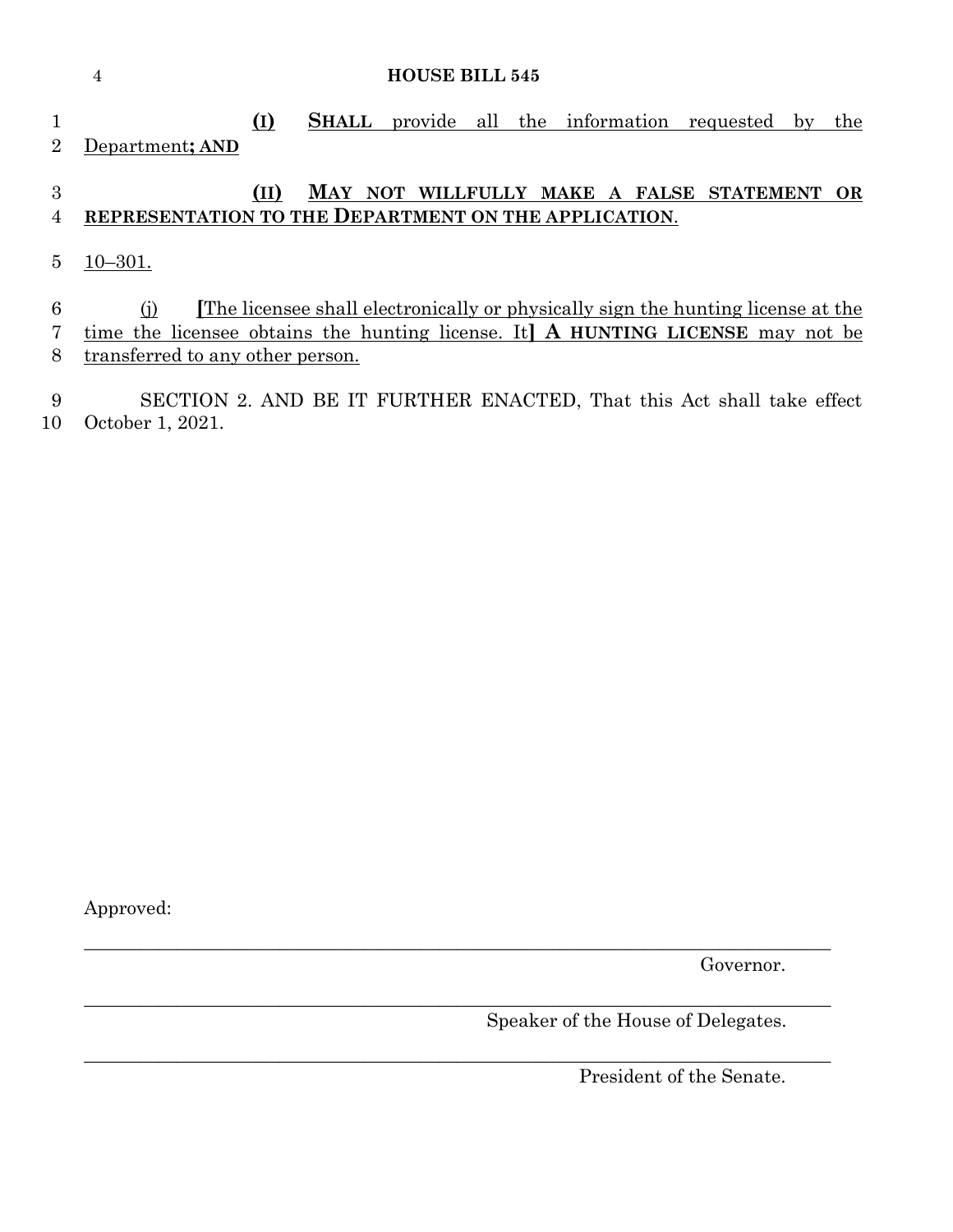(I) **SHALL** provide all the information requested by the Department**; AND**

(II) **MAY NOT WILLFULLY MAKE A FALSE STATEMENT OR REPRESENTATION TO THE DEPARTMENT ON THE APPLICATION**.

10–301.

(j) **[**The licensee shall electronically or physically sign the hunting license at the time the licensee obtains the hunting license. It**] A HUNTING LICENSE** may not be transferred to any other person.

SECTION 2. AND BE IT FURTHER ENACTED, That this Act shall take effect October 1, 2021.

Approved:

\_\_\_\_\_\_\_\_\_\_\_\_\_\_\_\_\_\_\_\_\_\_\_\_\_\_\_\_\_\_\_\_\_\_\_\_\_\_\_\_\_\_\_\_\_\_\_\_\_\_\_\_\_\_\_\_\_\_\_\_\_\_\_\_\_\_\_\_\_\_\_\_\_\_\_\_\_\_

Governor.

\_\_\_\_\_\_\_\_\_\_\_\_\_\_\_\_\_\_\_\_\_\_\_\_\_\_\_\_\_\_\_\_\_\_\_\_\_\_\_\_\_\_\_\_\_\_\_\_\_\_\_\_\_\_\_\_\_\_\_\_\_\_\_\_\_\_\_\_\_\_\_\_\_\_\_\_\_\_

Speaker of the House of Delegates.

\_\_\_\_\_\_\_\_\_\_\_\_\_\_\_\_\_\_\_\_\_\_\_\_\_\_\_\_\_\_\_\_\_\_\_\_\_\_\_\_\_\_\_\_\_\_\_\_\_\_\_\_\_\_\_\_\_\_\_\_\_\_\_\_\_\_\_\_\_\_\_\_\_\_\_\_\_\_

President of the Senate.